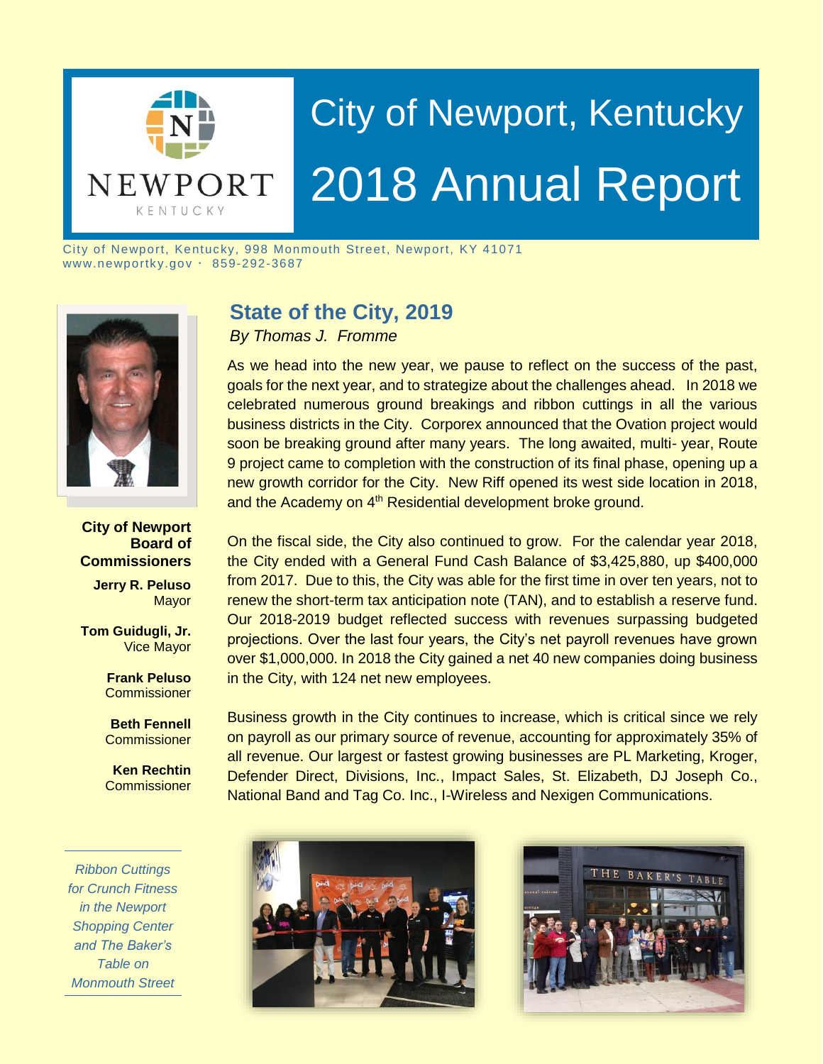# City of Newport, Kentucky
# 2018 Annual Report

City of Newport, Kentucky, 998 Monmouth Street, Newport, KY 41071
www.newportky.gov · 859-292-3687

**City of Newport Board of Commissioners**

**Jerry R. Peluso**
Mayor

**Tom Guidugli, Jr.**
Vice Mayor

**Frank Peluso**
Commissioner

**Beth Fennell**
Commissioner

**Ken Rechtin**
Commissioner

## State of the City, 2019

*By Thomas J. Fromme*

As we head into the new year, we pause to reflect on the success of the past, goals for the next year, and to strategize about the challenges ahead. In 2018 we celebrated numerous ground breakings and ribbon cuttings in all the various business districts in the City. Corporex announced that the Ovation project would soon be breaking ground after many years. The long awaited, multi- year, Route 9 project came to completion with the construction of its final phase, opening up a new growth corridor for the City. New Riff opened its west side location in 2018, and the Academy on 4th Residential development broke ground.

On the fiscal side, the City also continued to grow. For the calendar year 2018, the City ended with a General Fund Cash Balance of $3,425,880, up $400,000 from 2017. Due to this, the City was able for the first time in over ten years, not to renew the short-term tax anticipation note (TAN), and to establish a reserve fund. Our 2018-2019 budget reflected success with revenues surpassing budgeted projections. Over the last four years, the City's net payroll revenues have grown over $1,000,000. In 2018 the City gained a net 40 new companies doing business in the City, with 124 net new employees.

Business growth in the City continues to increase, which is critical since we rely on payroll as our primary source of revenue, accounting for approximately 35% of all revenue. Our largest or fastest growing businesses are PL Marketing, Kroger, Defender Direct, Divisions, Inc., Impact Sales, St. Elizabeth, DJ Joseph Co., National Band and Tag Co. Inc., I-Wireless and Nexigen Communications.

*Ribbon Cuttings for Crunch Fitness in the Newport Shopping Center and The Baker's Table on Monmouth Street*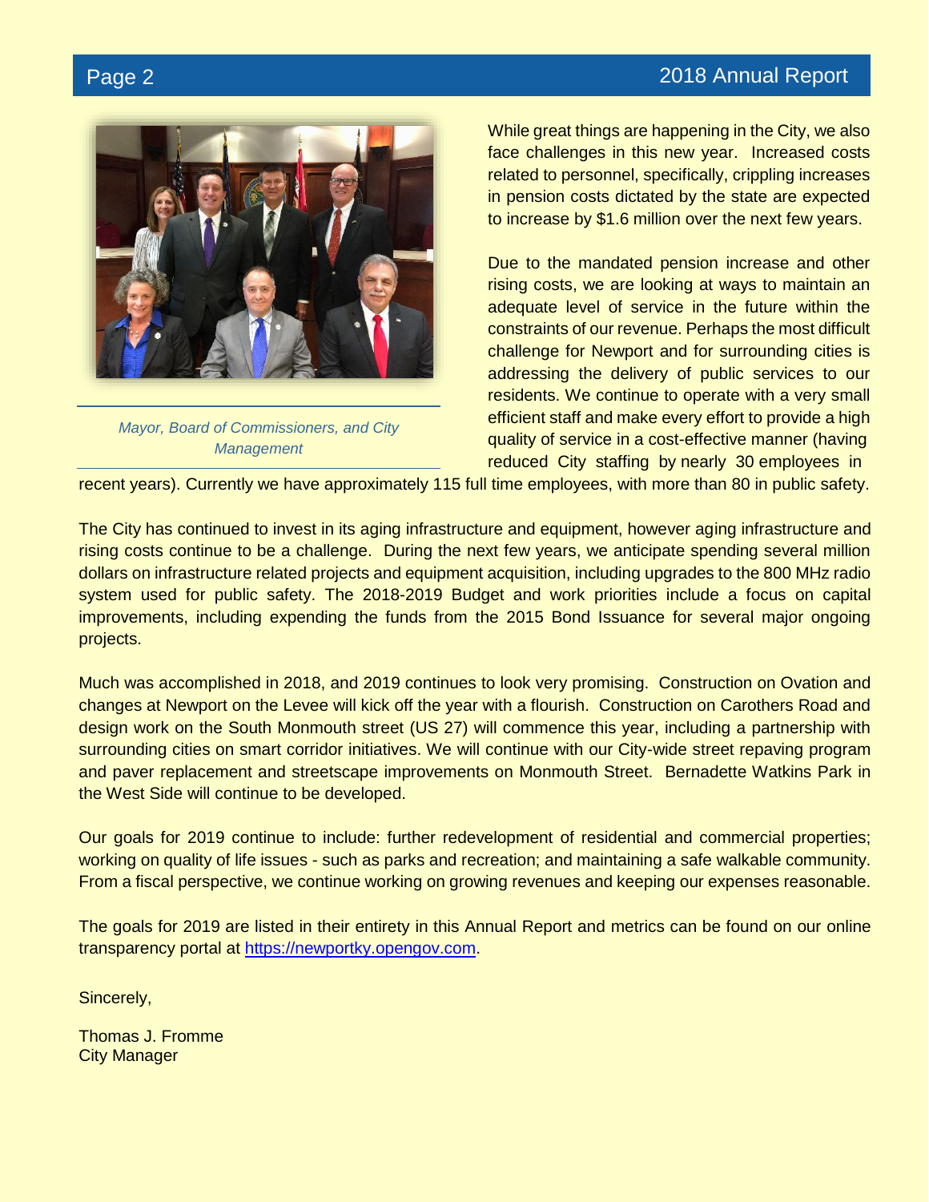*Mayor, Board of Commissioners, and City Management*

While great things are happening in the City, we also face challenges in this new year. Increased costs related to personnel, specifically, crippling increases in pension costs dictated by the state are expected to increase by $1.6 million over the next few years.

Due to the mandated pension increase and other rising costs, we are looking at ways to maintain an adequate level of service in the future within the constraints of our revenue. Perhaps the most difficult challenge for Newport and for surrounding cities is addressing the delivery of public services to our residents. We continue to operate with a very small efficient staff and make every effort to provide a high quality of service in a cost-effective manner (having reduced City staffing by nearly 30 employees in recent years). Currently we have approximately 115 full time employees, with more than 80 in public safety.

The City has continued to invest in its aging infrastructure and equipment, however aging infrastructure and rising costs continue to be a challenge. During the next few years, we anticipate spending several million dollars on infrastructure related projects and equipment acquisition, including upgrades to the 800 MHz radio system used for public safety. The 2018-2019 Budget and work priorities include a focus on capital improvements, including expending the funds from the 2015 Bond Issuance for several major ongoing projects.

Much was accomplished in 2018, and 2019 continues to look very promising. Construction on Ovation and changes at Newport on the Levee will kick off the year with a flourish. Construction on Carothers Road and design work on the South Monmouth street (US 27) will commence this year, including a partnership with surrounding cities on smart corridor initiatives. We will continue with our City-wide street repaving program and paver replacement and streetscape improvements on Monmouth Street. Bernadette Watkins Park in the West Side will continue to be developed.

Our goals for 2019 continue to include: further redevelopment of residential and commercial properties; working on quality of life issues - such as parks and recreation; and maintaining a safe walkable community. From a fiscal perspective, we continue working on growing revenues and keeping our expenses reasonable.

The goals for 2019 are listed in their entirety in this Annual Report and metrics can be found on our online transparency portal at https://newportky.opengov.com.

Sincerely,

Thomas J. Fromme
City Manager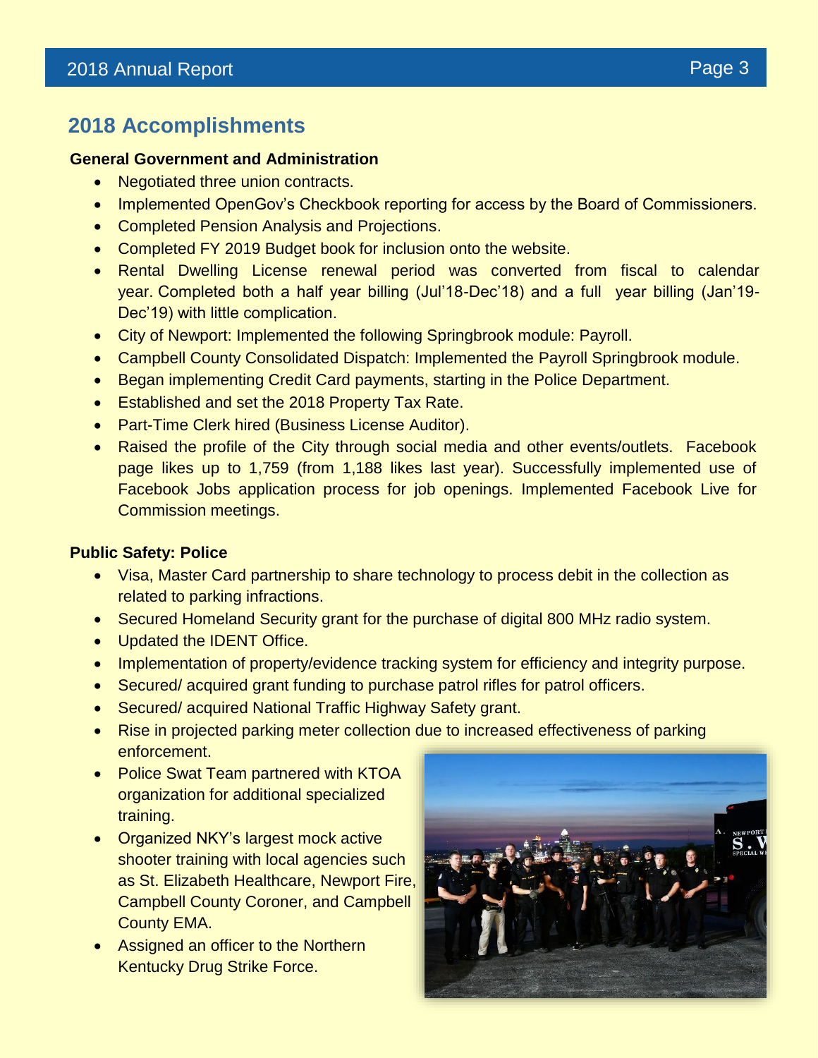## 2018 Accomplishments

**General Government and Administration**

- Negotiated three union contracts.
- Implemented OpenGov's Checkbook reporting for access by the Board of Commissioners.
- Completed Pension Analysis and Projections.
- Completed FY 2019 Budget book for inclusion onto the website.
- Rental Dwelling License renewal period was converted from fiscal to calendar year. Completed both a half year billing (Jul'18-Dec'18) and a full year billing (Jan'19-Dec'19) with little complication.
- City of Newport: Implemented the following Springbrook module: Payroll.
- Campbell County Consolidated Dispatch: Implemented the Payroll Springbrook module.
- Began implementing Credit Card payments, starting in the Police Department.
- Established and set the 2018 Property Tax Rate.
- Part-Time Clerk hired (Business License Auditor).
- Raised the profile of the City through social media and other events/outlets. Facebook page likes up to 1,759 (from 1,188 likes last year). Successfully implemented use of Facebook Jobs application process for job openings. Implemented Facebook Live for Commission meetings.

**Public Safety: Police**

- Visa, Master Card partnership to share technology to process debit in the collection as related to parking infractions.
- Secured Homeland Security grant for the purchase of digital 800 MHz radio system.
- Updated the IDENT Office.
- Implementation of property/evidence tracking system for efficiency and integrity purpose.
- Secured/ acquired grant funding to purchase patrol rifles for patrol officers.
- Secured/ acquired National Traffic Highway Safety grant.
- Rise in projected parking meter collection due to increased effectiveness of parking enforcement.
- Police Swat Team partnered with KTOA organization for additional specialized training.
- Organized NKY's largest mock active shooter training with local agencies such as St. Elizabeth Healthcare, Newport Fire, Campbell County Coroner, and Campbell County EMA.
- Assigned an officer to the Northern Kentucky Drug Strike Force.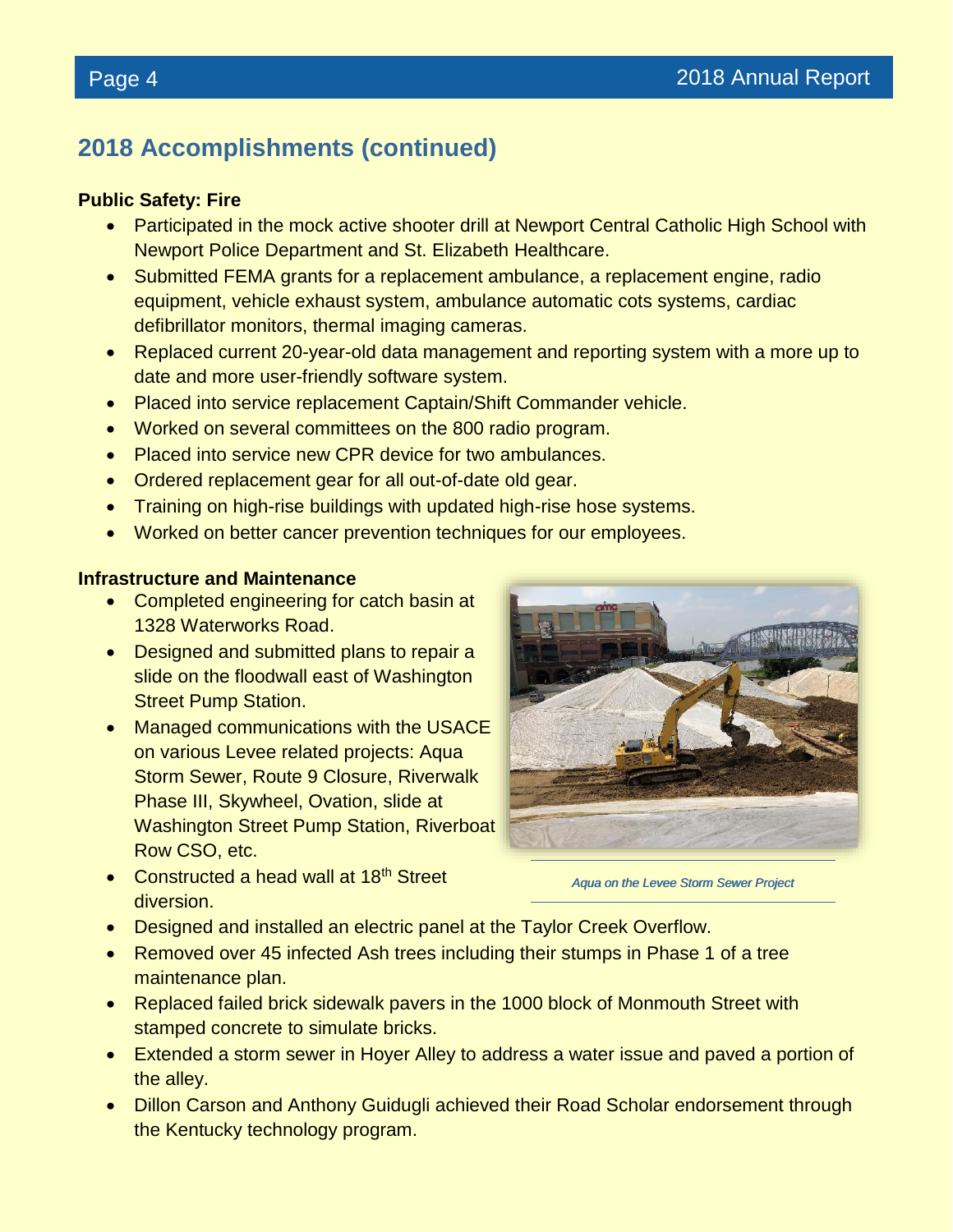## 2018 Accomplishments (continued)

**Public Safety: Fire**

- Participated in the mock active shooter drill at Newport Central Catholic High School with Newport Police Department and St. Elizabeth Healthcare.
- Submitted FEMA grants for a replacement ambulance, a replacement engine, radio equipment, vehicle exhaust system, ambulance automatic cots systems, cardiac defibrillator monitors, thermal imaging cameras.
- Replaced current 20-year-old data management and reporting system with a more up to date and more user-friendly software system.
- Placed into service replacement Captain/Shift Commander vehicle.
- Worked on several committees on the 800 radio program.
- Placed into service new CPR device for two ambulances.
- Ordered replacement gear for all out-of-date old gear.
- Training on high-rise buildings with updated high-rise hose systems.
- Worked on better cancer prevention techniques for our employees.

**Infrastructure and Maintenance**

- Completed engineering for catch basin at 1328 Waterworks Road.
- Designed and submitted plans to repair a slide on the floodwall east of Washington Street Pump Station.
- Managed communications with the USACE on various Levee related projects: Aqua Storm Sewer, Route 9 Closure, Riverwalk Phase III, Skywheel, Ovation, slide at Washington Street Pump Station, Riverboat Row CSO, etc.
- Constructed a head wall at 18th Street diversion.
- Designed and installed an electric panel at the Taylor Creek Overflow.
- Removed over 45 infected Ash trees including their stumps in Phase 1 of a tree maintenance plan.
- Replaced failed brick sidewalk pavers in the 1000 block of Monmouth Street with stamped concrete to simulate bricks.
- Extended a storm sewer in Hoyer Alley to address a water issue and paved a portion of the alley.
- Dillon Carson and Anthony Guidugli achieved their Road Scholar endorsement through the Kentucky technology program.

*Aqua on the Levee Storm Sewer Project*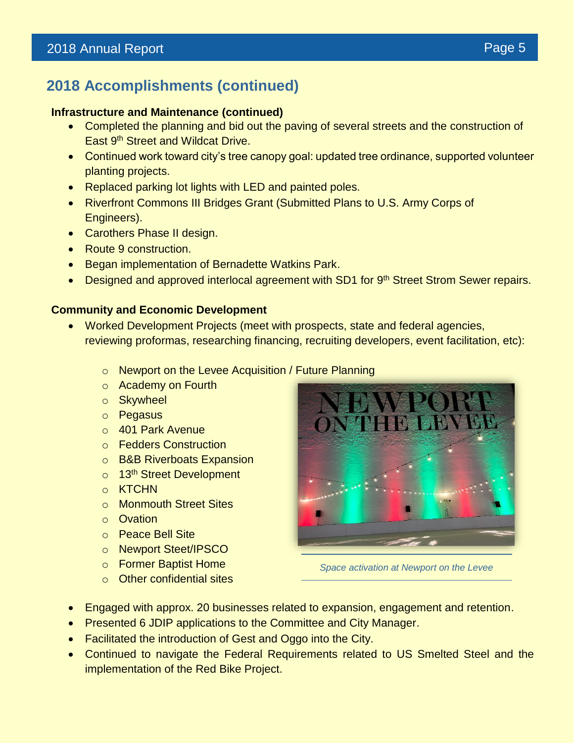## 2018 Accomplishments (continued)

**Infrastructure and Maintenance (continued)**

- Completed the planning and bid out the paving of several streets and the construction of East 9th Street and Wildcat Drive.
- Continued work toward city's tree canopy goal: updated tree ordinance, supported volunteer planting projects.
- Replaced parking lot lights with LED and painted poles.
- Riverfront Commons III Bridges Grant (Submitted Plans to U.S. Army Corps of Engineers).
- Carothers Phase II design.
- Route 9 construction.
- Began implementation of Bernadette Watkins Park.
- Designed and approved interlocal agreement with SD1 for 9th Street Strom Sewer repairs.

**Community and Economic Development**

- Worked Development Projects (meet with prospects, state and federal agencies, reviewing proformas, researching financing, recruiting developers, event facilitation, etc):
  - Newport on the Levee Acquisition / Future Planning
  - Academy on Fourth
  - Skywheel
  - Pegasus
  - 401 Park Avenue
  - Fedders Construction
  - B&B Riverboats Expansion
  - 13th Street Development
  - KTCHN
  - Monmouth Street Sites
  - Ovation
  - Peace Bell Site
  - Newport Steet/IPSCO
  - Former Baptist Home
  - Other confidential sites

*Space activation at Newport on the Levee*

- Engaged with approx. 20 businesses related to expansion, engagement and retention.
- Presented 6 JDIP applications to the Committee and City Manager.
- Facilitated the introduction of Gest and Oggo into the City.
- Continued to navigate the Federal Requirements related to US Smelted Steel and the implementation of the Red Bike Project.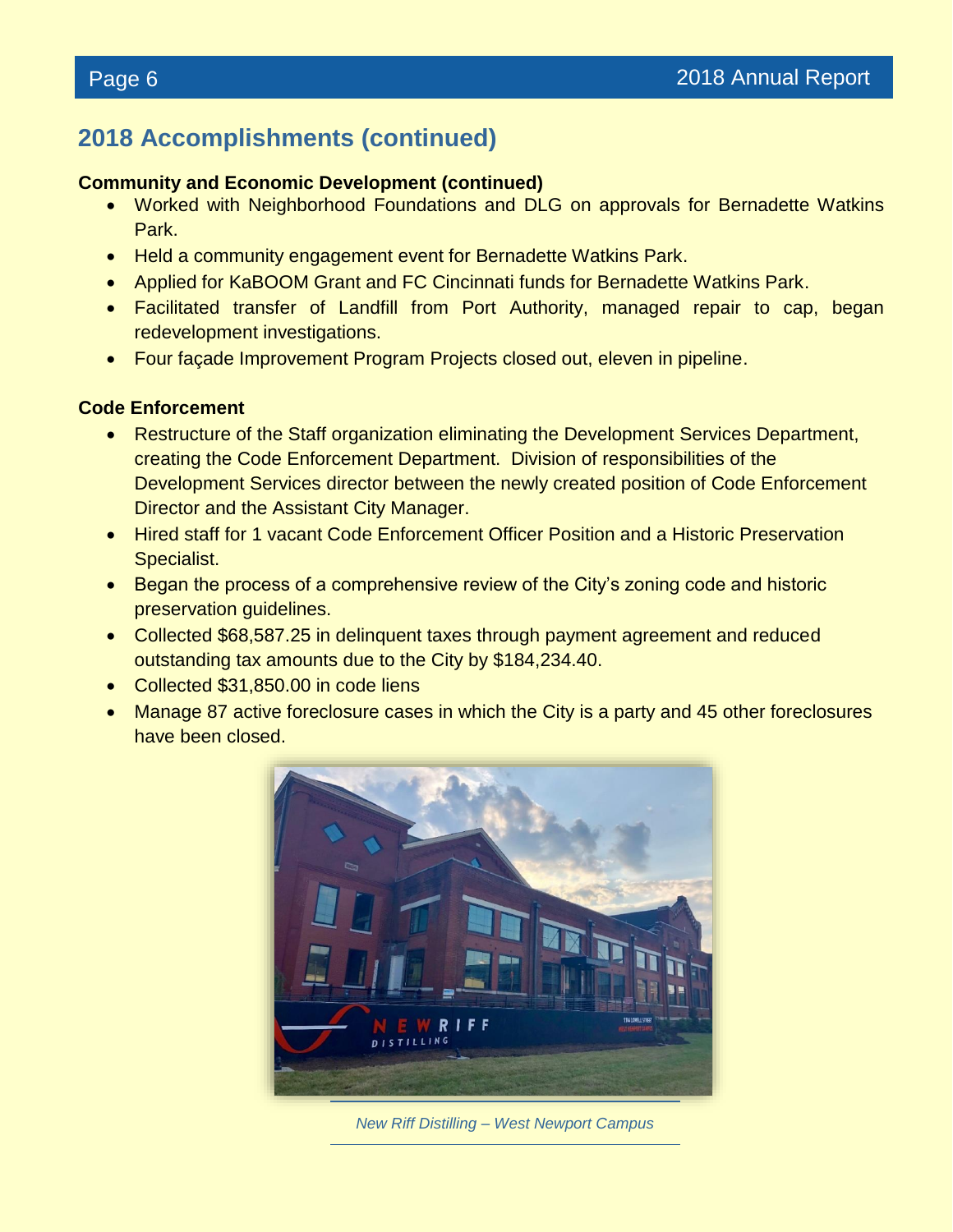## 2018 Accomplishments (continued)

**Community and Economic Development (continued)**

- Worked with Neighborhood Foundations and DLG on approvals for Bernadette Watkins Park.
- Held a community engagement event for Bernadette Watkins Park.
- Applied for KaBOOM Grant and FC Cincinnati funds for Bernadette Watkins Park.
- Facilitated transfer of Landfill from Port Authority, managed repair to cap, began redevelopment investigations.
- Four façade Improvement Program Projects closed out, eleven in pipeline.

**Code Enforcement**

- Restructure of the Staff organization eliminating the Development Services Department, creating the Code Enforcement Department. Division of responsibilities of the Development Services director between the newly created position of Code Enforcement Director and the Assistant City Manager.
- Hired staff for 1 vacant Code Enforcement Officer Position and a Historic Preservation Specialist.
- Began the process of a comprehensive review of the City's zoning code and historic preservation guidelines.
- Collected $68,587.25 in delinquent taxes through payment agreement and reduced outstanding tax amounts due to the City by $184,234.40.
- Collected $31,850.00 in code liens
- Manage 87 active foreclosure cases in which the City is a party and 45 other foreclosures have been closed.

*New Riff Distilling – West Newport Campus*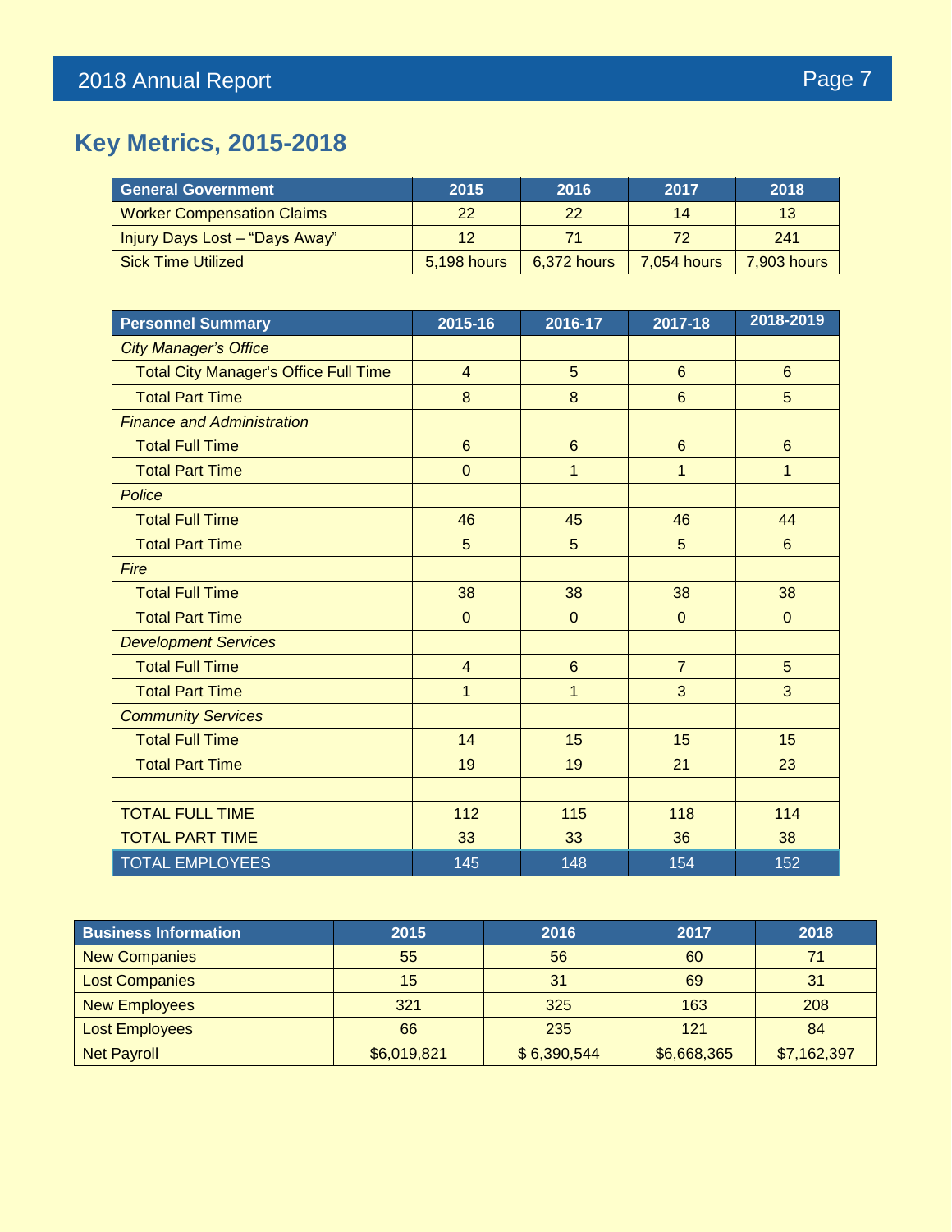## Key Metrics, 2015-2018

| General Government | 2015 | 2016 | 2017 | 2018 |
|---|---|---|---|---|
| Worker Compensation Claims | 22 | 22 | 14 | 13 |
| Injury Days Lost – "Days Away" | 12 | 71 | 72 | 241 |
| Sick Time Utilized | 5,198 hours | 6,372 hours | 7,054 hours | 7,903 hours |

| Personnel Summary | 2015-16 | 2016-17 | 2017-18 | 2018-2019 |
|---|---|---|---|---|
| *City Manager's Office* | | | | |
| Total City Manager's Office Full Time | 4 | 5 | 6 | 6 |
| Total Part Time | 8 | 8 | 6 | 5 |
| *Finance and Administration* | | | | |
| Total Full Time | 6 | 6 | 6 | 6 |
| Total Part Time | 0 | 1 | 1 | 1 |
| *Police* | | | | |
| Total Full Time | 46 | 45 | 46 | 44 |
| Total Part Time | 5 | 5 | 5 | 6 |
| *Fire* | | | | |
| Total Full Time | 38 | 38 | 38 | 38 |
| Total Part Time | 0 | 0 | 0 | 0 |
| *Development Services* | | | | |
| Total Full Time | 4 | 6 | 7 | 5 |
| Total Part Time | 1 | 1 | 3 | 3 |
| *Community Services* | | | | |
| Total Full Time | 14 | 15 | 15 | 15 |
| Total Part Time | 19 | 19 | 21 | 23 |
| | | | | |
| TOTAL FULL TIME | 112 | 115 | 118 | 114 |
| TOTAL PART TIME | 33 | 33 | 36 | 38 |
| TOTAL EMPLOYEES | 145 | 148 | 154 | 152 |

| Business Information | 2015 | 2016 | 2017 | 2018 |
|---|---|---|---|---|
| New Companies | 55 | 56 | 60 | 71 |
| Lost Companies | 15 | 31 | 69 | 31 |
| New Employees | 321 | 325 | 163 | 208 |
| Lost Employees | 66 | 235 | 121 | 84 |
| Net Payroll | $6,019,821 | $ 6,390,544 | $6,668,365 | $7,162,397 |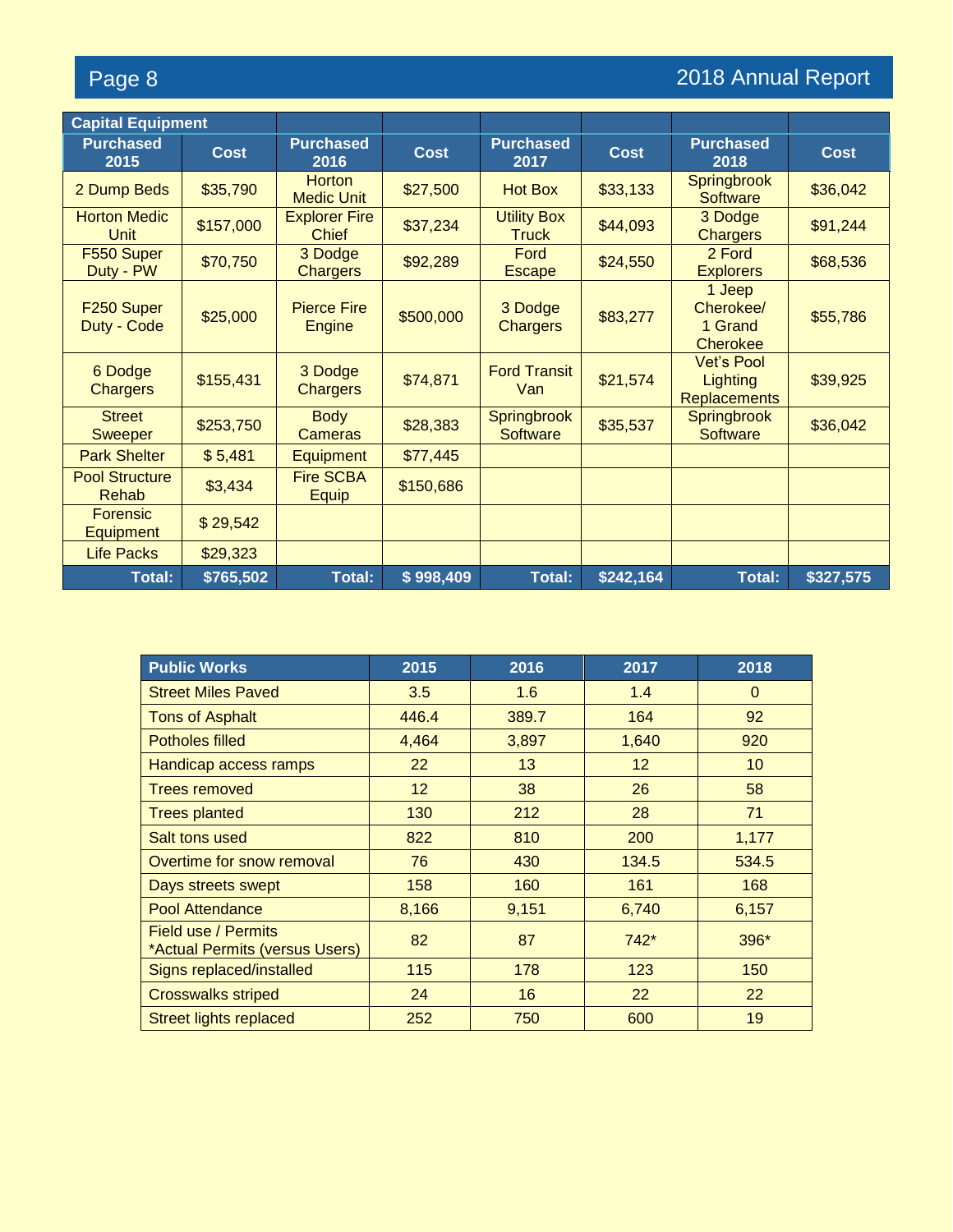| Capital Equipment | | | | | | | |
|---|---|---|---|---|---|---|---|
| **Purchased 2015** | **Cost** | **Purchased 2016** | **Cost** | **Purchased 2017** | **Cost** | **Purchased 2018** | **Cost** |
| 2 Dump Beds | $35,790 | Horton Medic Unit | $27,500 | Hot Box | $33,133 | Springbrook Software | $36,042 |
| Horton Medic Unit | $157,000 | Explorer Fire Chief | $37,234 | Utility Box Truck | $44,093 | 3 Dodge Chargers | $91,244 |
| F550 Super Duty - PW | $70,750 | 3 Dodge Chargers | $92,289 | Ford Escape | $24,550 | 2 Ford Explorers | $68,536 |
| F250 Super Duty - Code | $25,000 | Pierce Fire Engine | $500,000 | 3 Dodge Chargers | $83,277 | 1 Jeep Cherokee/ 1 Grand Cherokee | $55,786 |
| 6 Dodge Chargers | $155,431 | 3 Dodge Chargers | $74,871 | Ford Transit Van | $21,574 | Vet's Pool Lighting Replacements | $39,925 |
| Street Sweeper | $253,750 | Body Cameras | $28,383 | Springbrook Software | $35,537 | Springbrook Software | $36,042 |
| Park Shelter | $ 5,481 | Equipment | $77,445 | | | | |
| Pool Structure Rehab | $3,434 | Fire SCBA Equip | $150,686 | | | | |
| Forensic Equipment | $ 29,542 | | | | | | |
| Life Packs | $29,323 | | | | | | |
| **Total:** | **$765,502** | **Total:** | **$ 998,409** | **Total:** | **$242,164** | **Total:** | **$327,575** |

| Public Works | 2015 | 2016 | 2017 | 2018 |
|---|---|---|---|---|
| Street Miles Paved | 3.5 | 1.6 | 1.4 | 0 |
| Tons of Asphalt | 446.4 | 389.7 | 164 | 92 |
| Potholes filled | 4,464 | 3,897 | 1,640 | 920 |
| Handicap access ramps | 22 | 13 | 12 | 10 |
| Trees removed | 12 | 38 | 26 | 58 |
| Trees planted | 130 | 212 | 28 | 71 |
| Salt tons used | 822 | 810 | 200 | 1,177 |
| Overtime for snow removal | 76 | 430 | 134.5 | 534.5 |
| Days streets swept | 158 | 160 | 161 | 168 |
| Pool Attendance | 8,166 | 9,151 | 6,740 | 6,157 |
| Field use / Permits *Actual Permits (versus Users) | 82 | 87 | 742* | 396* |
| Signs replaced/installed | 115 | 178 | 123 | 150 |
| Crosswalks striped | 24 | 16 | 22 | 22 |
| Street lights replaced | 252 | 750 | 600 | 19 |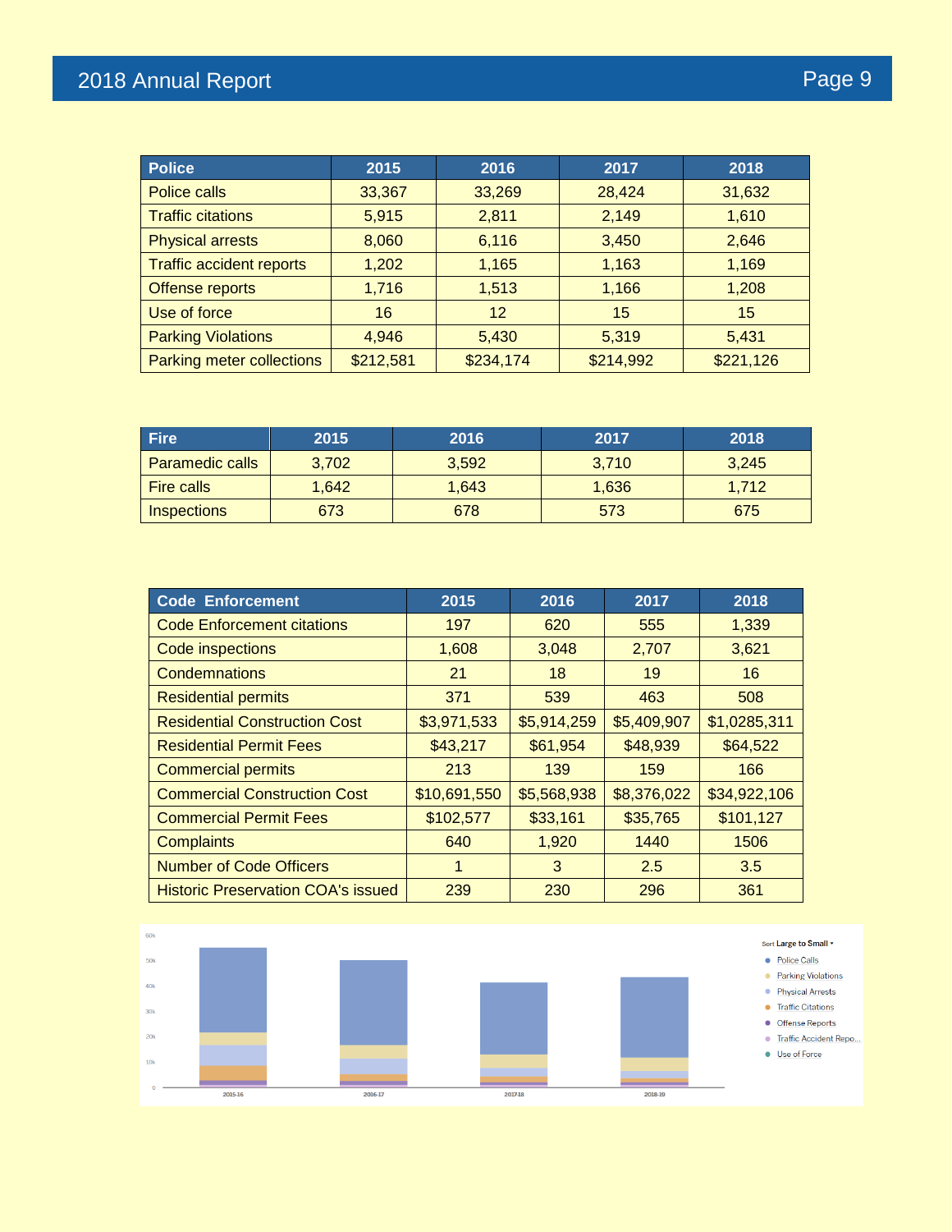| Police | 2015 | 2016 | 2017 | 2018 |
|---|---|---|---|---|
| Police calls | 33,367 | 33,269 | 28,424 | 31,632 |
| Traffic citations | 5,915 | 2,811 | 2,149 | 1,610 |
| Physical arrests | 8,060 | 6,116 | 3,450 | 2,646 |
| Traffic accident reports | 1,202 | 1,165 | 1,163 | 1,169 |
| Offense reports | 1,716 | 1,513 | 1,166 | 1,208 |
| Use of force | 16 | 12 | 15 | 15 |
| Parking Violations | 4,946 | 5,430 | 5,319 | 5,431 |
| Parking meter collections | $212,581 | $234,174 | $214,992 | $221,126 |

| Fire | 2015 | 2016 | 2017 | 2018 |
|---|---|---|---|---|
| Paramedic calls | 3,702 | 3,592 | 3,710 | 3,245 |
| Fire calls | 1,642 | 1,643 | 1,636 | 1,712 |
| Inspections | 673 | 678 | 573 | 675 |

| Code Enforcement | 2015 | 2016 | 2017 | 2018 |
|---|---|---|---|---|
| Code Enforcement citations | 197 | 620 | 555 | 1,339 |
| Code inspections | 1,608 | 3,048 | 2,707 | 3,621 |
| Condemnations | 21 | 18 | 19 | 16 |
| Residential permits | 371 | 539 | 463 | 508 |
| Residential Construction Cost | $3,971,533 | $5,914,259 | $5,409,907 | $1,0285,311 |
| Residential Permit Fees | $43,217 | $61,954 | $48,939 | $64,522 |
| Commercial permits | 213 | 139 | 159 | 166 |
| Commercial Construction Cost | $10,691,550 | $5,568,938 | $8,376,022 | $34,922,106 |
| Commercial Permit Fees | $102,577 | $33,161 | $35,765 | $101,127 |
| Complaints | 640 | 1,920 | 1440 | 1506 |
| Number of Code Officers | 1 | 3 | 2.5 | 3.5 |
| Historic Preservation COA's issued | 239 | 230 | 296 | 361 |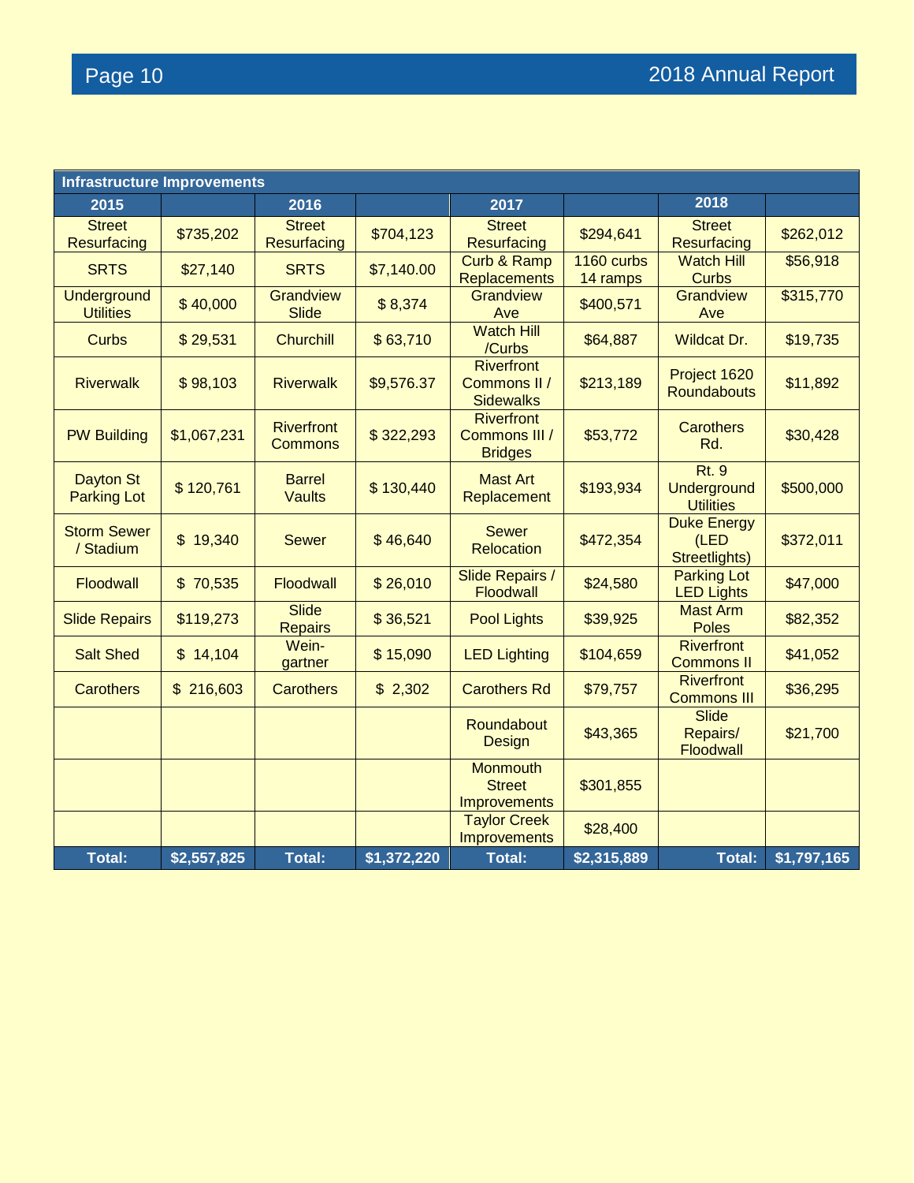| Infrastructure Improvements | | | | | | | |
|---|---|---|---|---|---|---|---|
| **2015** | | **2016** | | **2017** | | **2018** | |
| Street Resurfacing | $735,202 | Street Resurfacing | $704,123 | Street Resurfacing | $294,641 | Street Resurfacing | $262,012 |
| SRTS | $27,140 | SRTS | $7,140.00 | Curb & Ramp Replacements | 1160 curbs 14 ramps | Watch Hill Curbs | $56,918 |
| Underground Utilities | $ 40,000 | Grandview Slide | $ 8,374 | Grandview Ave | $400,571 | Grandview Ave | $315,770 |
| Curbs | $ 29,531 | Churchill | $ 63,710 | Watch Hill /Curbs | $64,887 | Wildcat Dr. | $19,735 |
| Riverwalk | $ 98,103 | Riverwalk | $9,576.37 | Riverfront Commons II / Sidewalks | $213,189 | Project 1620 Roundabouts | $11,892 |
| PW Building | $1,067,231 | Riverfront Commons | $ 322,293 | Riverfront Commons III / Bridges | $53,772 | Carothers Rd. | $30,428 |
| Dayton St Parking Lot | $ 120,761 | Barrel Vaults | $ 130,440 | Mast Art Replacement | $193,934 | Rt. 9 Underground Utilities | $500,000 |
| Storm Sewer / Stadium | $ 19,340 | Sewer | $ 46,640 | Sewer Relocation | $472,354 | Duke Energy (LED Streetlights) | $372,011 |
| Floodwall | $ 70,535 | Floodwall | $ 26,010 | Slide Repairs / Floodwall | $24,580 | Parking Lot LED Lights | $47,000 |
| Slide Repairs | $119,273 | Slide Repairs | $ 36,521 | Pool Lights | $39,925 | Mast Arm Poles | $82,352 |
| Salt Shed | $ 14,104 | Wein-gartner | $ 15,090 | LED Lighting | $104,659 | Riverfront Commons II | $41,052 |
| Carothers | $ 216,603 | Carothers | $ 2,302 | Carothers Rd | $79,757 | Riverfront Commons III | $36,295 |
| | | | | Roundabout Design | $43,365 | Slide Repairs/ Floodwall | $21,700 |
| | | | | Monmouth Street Improvements | $301,855 | | |
| | | | | Taylor Creek Improvements | $28,400 | | |
| **Total:** | **$2,557,825** | **Total:** | **$1,372,220** | **Total:** | **$2,315,889** | **Total:** | **$1,797,165** |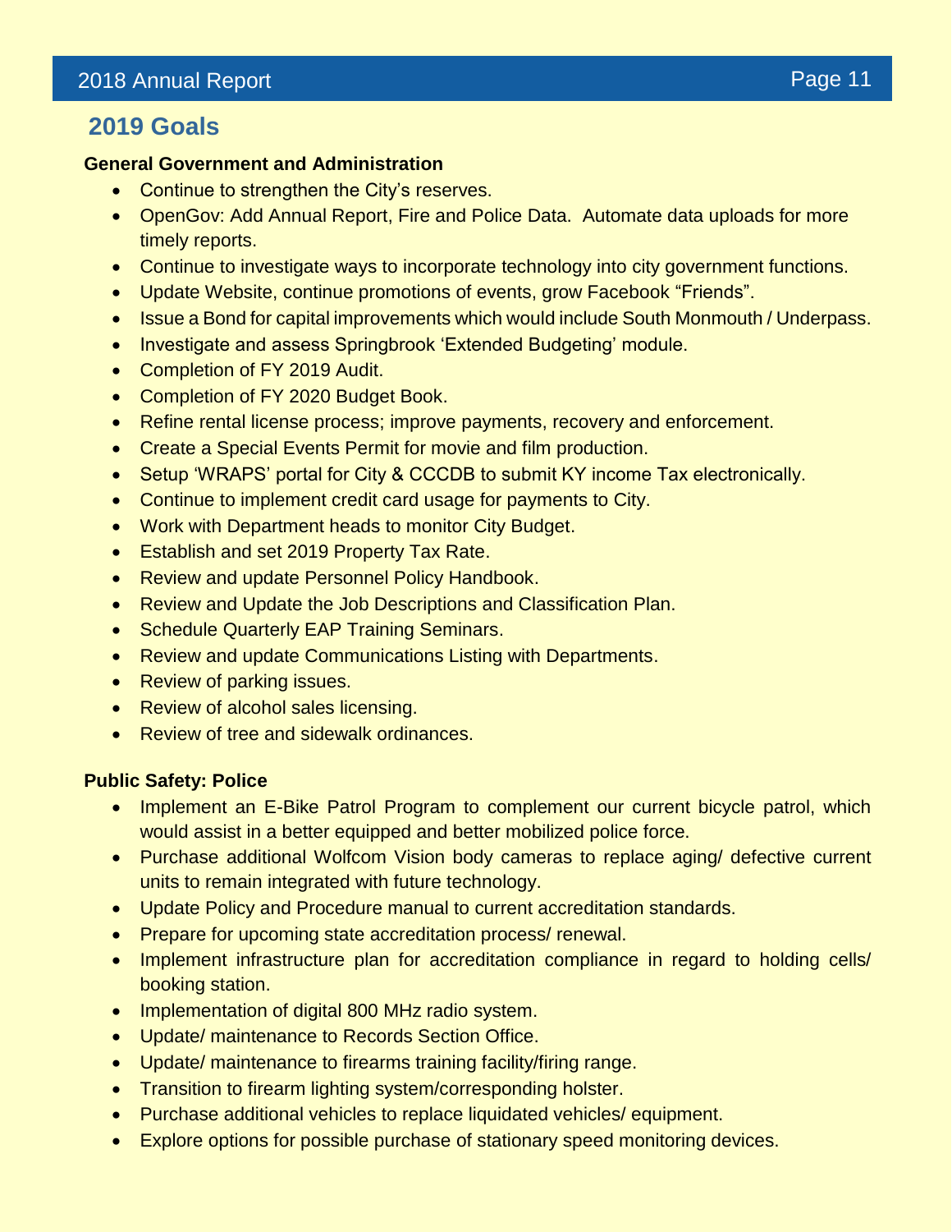## 2019 Goals

**General Government and Administration**

- Continue to strengthen the City's reserves.
- OpenGov: Add Annual Report, Fire and Police Data. Automate data uploads for more timely reports.
- Continue to investigate ways to incorporate technology into city government functions.
- Update Website, continue promotions of events, grow Facebook "Friends".
- Issue a Bond for capital improvements which would include South Monmouth / Underpass.
- Investigate and assess Springbrook 'Extended Budgeting' module.
- Completion of FY 2019 Audit.
- Completion of FY 2020 Budget Book.
- Refine rental license process; improve payments, recovery and enforcement.
- Create a Special Events Permit for movie and film production.
- Setup 'WRAPS' portal for City & CCCDB to submit KY income Tax electronically.
- Continue to implement credit card usage for payments to City.
- Work with Department heads to monitor City Budget.
- Establish and set 2019 Property Tax Rate.
- Review and update Personnel Policy Handbook.
- Review and Update the Job Descriptions and Classification Plan.
- Schedule Quarterly EAP Training Seminars.
- Review and update Communications Listing with Departments.
- Review of parking issues.
- Review of alcohol sales licensing.
- Review of tree and sidewalk ordinances.

**Public Safety: Police**

- Implement an E-Bike Patrol Program to complement our current bicycle patrol, which would assist in a better equipped and better mobilized police force.
- Purchase additional Wolfcom Vision body cameras to replace aging/ defective current units to remain integrated with future technology.
- Update Policy and Procedure manual to current accreditation standards.
- Prepare for upcoming state accreditation process/ renewal.
- Implement infrastructure plan for accreditation compliance in regard to holding cells/ booking station.
- Implementation of digital 800 MHz radio system.
- Update/ maintenance to Records Section Office.
- Update/ maintenance to firearms training facility/firing range.
- Transition to firearm lighting system/corresponding holster.
- Purchase additional vehicles to replace liquidated vehicles/ equipment.
- Explore options for possible purchase of stationary speed monitoring devices.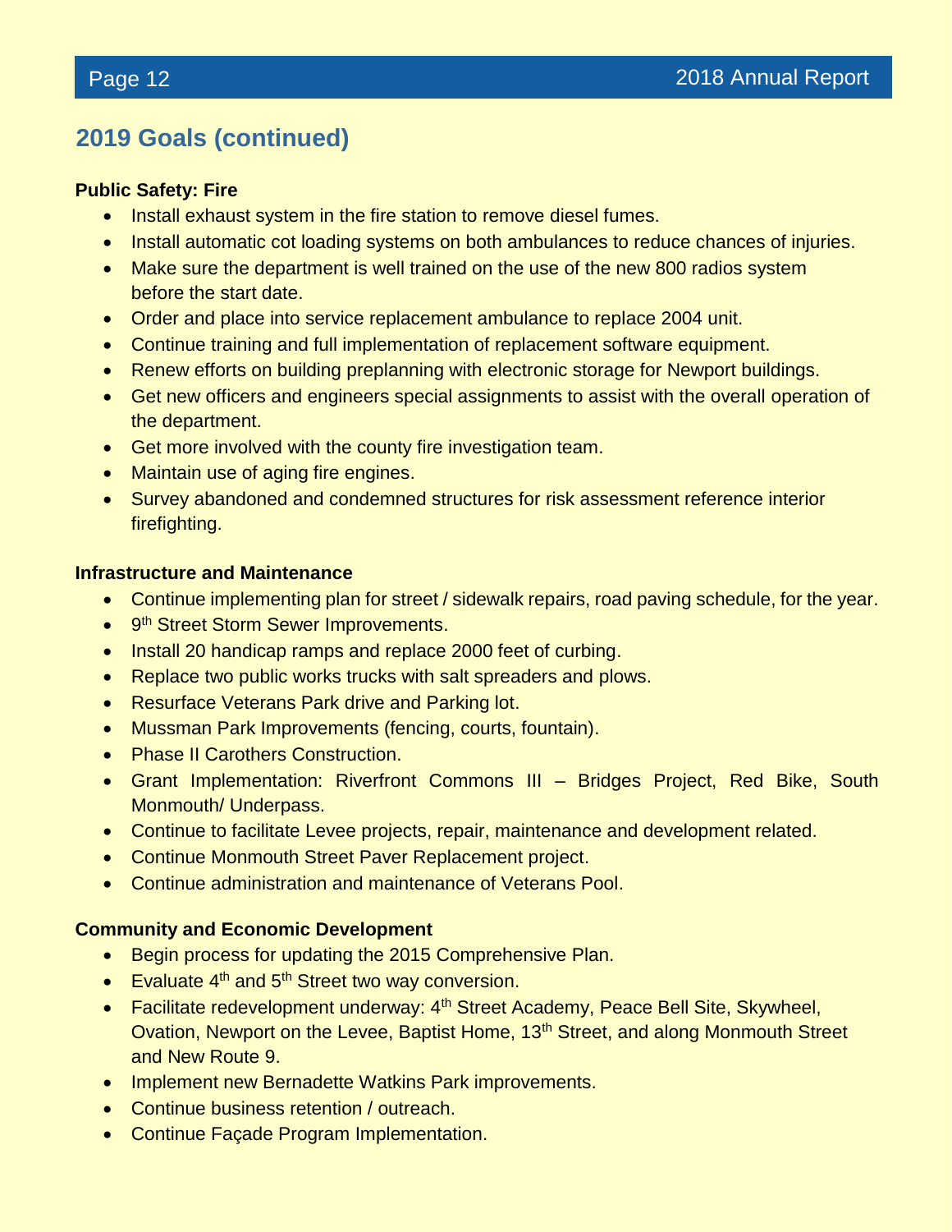## 2019 Goals (continued)

**Public Safety: Fire**

- Install exhaust system in the fire station to remove diesel fumes.
- Install automatic cot loading systems on both ambulances to reduce chances of injuries.
- Make sure the department is well trained on the use of the new 800 radios system before the start date.
- Order and place into service replacement ambulance to replace 2004 unit.
- Continue training and full implementation of replacement software equipment.
- Renew efforts on building preplanning with electronic storage for Newport buildings.
- Get new officers and engineers special assignments to assist with the overall operation of the department.
- Get more involved with the county fire investigation team.
- Maintain use of aging fire engines.
- Survey abandoned and condemned structures for risk assessment reference interior firefighting.

**Infrastructure and Maintenance**

- Continue implementing plan for street / sidewalk repairs, road paving schedule, for the year.
- 9th Street Storm Sewer Improvements.
- Install 20 handicap ramps and replace 2000 feet of curbing.
- Replace two public works trucks with salt spreaders and plows.
- Resurface Veterans Park drive and Parking lot.
- Mussman Park Improvements (fencing, courts, fountain).
- Phase II Carothers Construction.
- Grant Implementation: Riverfront Commons III – Bridges Project, Red Bike, South Monmouth/ Underpass.
- Continue to facilitate Levee projects, repair, maintenance and development related.
- Continue Monmouth Street Paver Replacement project.
- Continue administration and maintenance of Veterans Pool.

**Community and Economic Development**

- Begin process for updating the 2015 Comprehensive Plan.
- Evaluate 4th and 5th Street two way conversion.
- Facilitate redevelopment underway: 4th Street Academy, Peace Bell Site, Skywheel, Ovation, Newport on the Levee, Baptist Home, 13th Street, and along Monmouth Street and New Route 9.
- Implement new Bernadette Watkins Park improvements.
- Continue business retention / outreach.
- Continue Façade Program Implementation.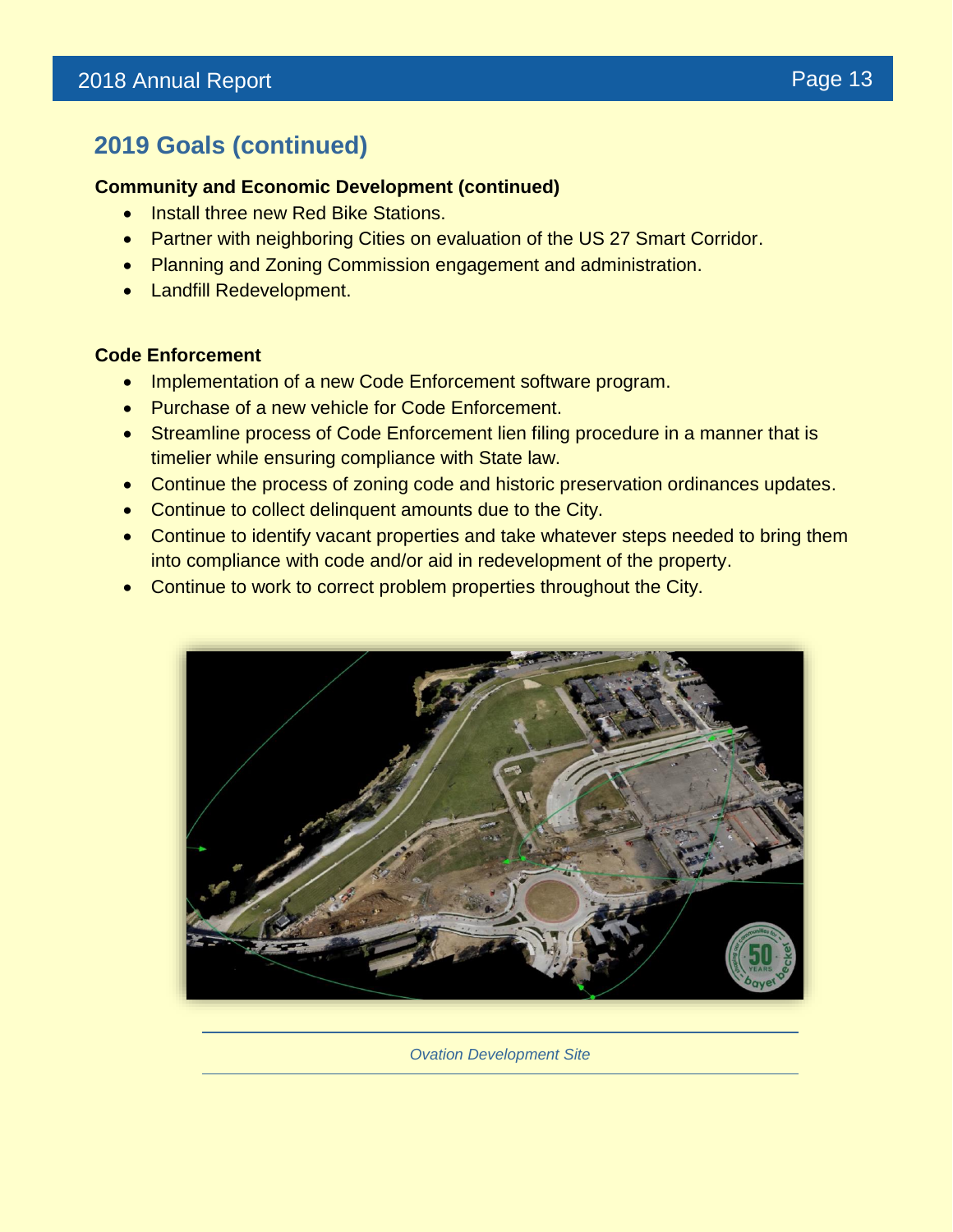## 2019 Goals (continued)

**Community and Economic Development (continued)**

- Install three new Red Bike Stations.
- Partner with neighboring Cities on evaluation of the US 27 Smart Corridor.
- Planning and Zoning Commission engagement and administration.
- Landfill Redevelopment.

**Code Enforcement**

- Implementation of a new Code Enforcement software program.
- Purchase of a new vehicle for Code Enforcement.
- Streamline process of Code Enforcement lien filing procedure in a manner that is timelier while ensuring compliance with State law.
- Continue the process of zoning code and historic preservation ordinances updates.
- Continue to collect delinquent amounts due to the City.
- Continue to identify vacant properties and take whatever steps needed to bring them into compliance with code and/or aid in redevelopment of the property.
- Continue to work to correct problem properties throughout the City.

*Ovation Development Site*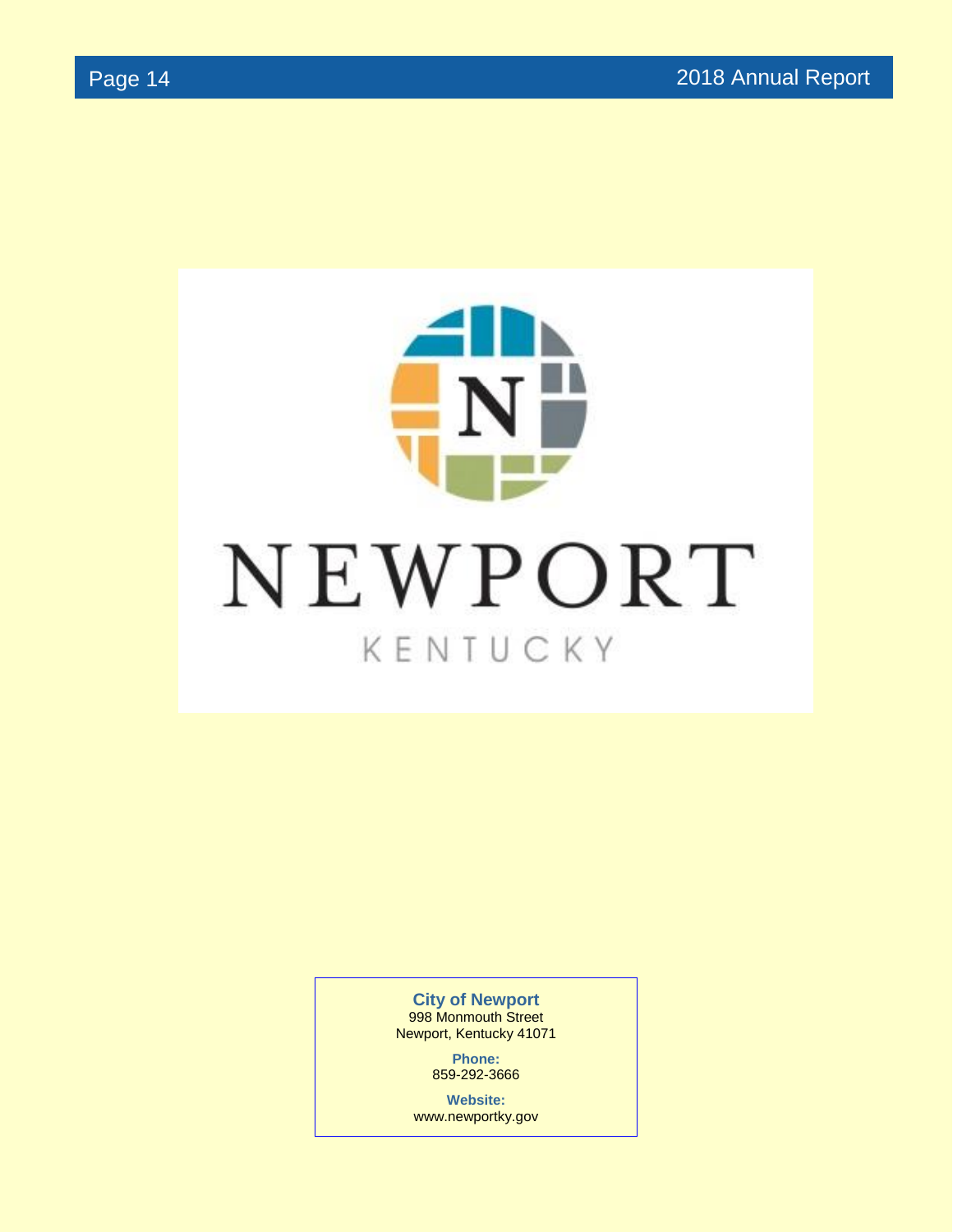NEWPORT

KENTUCKY

**City of Newport**
998 Monmouth Street
Newport, Kentucky 41071

**Phone:**
859-292-3666

**Website:**
www.newportky.gov